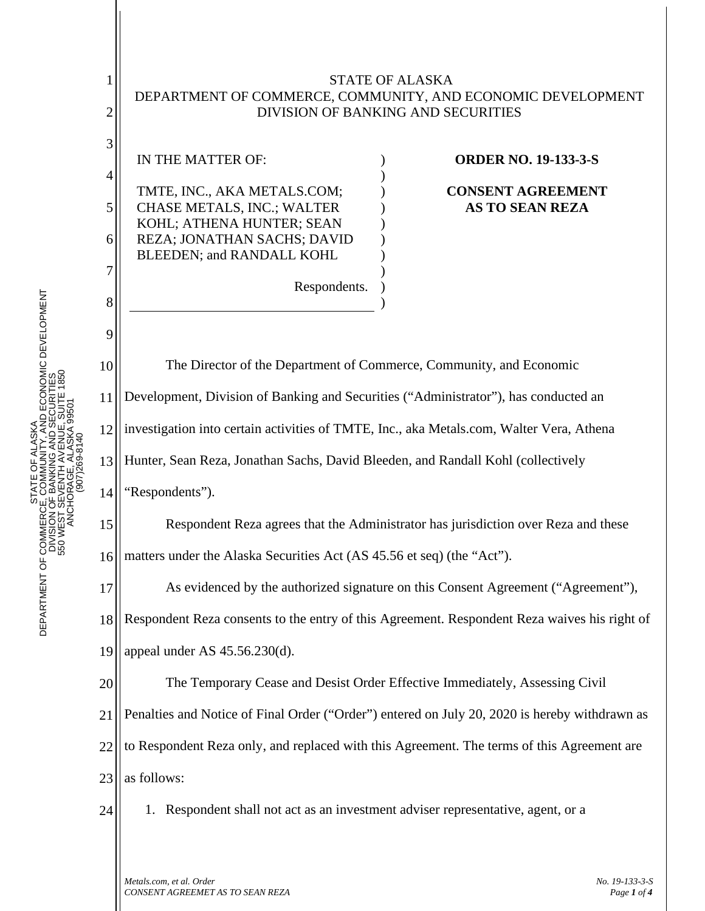STATE OF ALASKA
DEPARTMENT OF COMMERCE, COMMUNITY, AND ECONOMIC DEVELOPMENT
DIVISION OF BANKING AND SECURITIES

| IN THE MATTER OF:<br><br>TMTE, INC., AKA METALS.COM; CHASE METALS, INC.; WALTER KOHL; ATHENA HUNTER; SEAN REZA; JONATHAN SACHS; DAVID BLEEDEN; and RANDALL KOHL<br><br>Respondents. | **ORDER NO. 19-133-3-S**<br><br>**CONSENT AGREEMENT AS TO SEAN REZA** |
|---|---|

The Director of the Department of Commerce, Community, and Economic Development, Division of Banking and Securities ("Administrator"), has conducted an investigation into certain activities of TMTE, Inc., aka Metals.com, Walter Vera, Athena Hunter, Sean Reza, Jonathan Sachs, David Bleeden, and Randall Kohl (collectively "Respondents").

Respondent Reza agrees that the Administrator has jurisdiction over Reza and these matters under the Alaska Securities Act (AS 45.56 et seq) (the "Act").

As evidenced by the authorized signature on this Consent Agreement ("Agreement"), Respondent Reza consents to the entry of this Agreement. Respondent Reza waives his right of appeal under AS 45.56.230(d).

The Temporary Cease and Desist Order Effective Immediately, Assessing Civil Penalties and Notice of Final Order ("Order") entered on July 20, 2020 is hereby withdrawn as to Respondent Reza only, and replaced with this Agreement. The terms of this Agreement are as follows:

1. Respondent shall not act as an investment adviser representative, agent, or a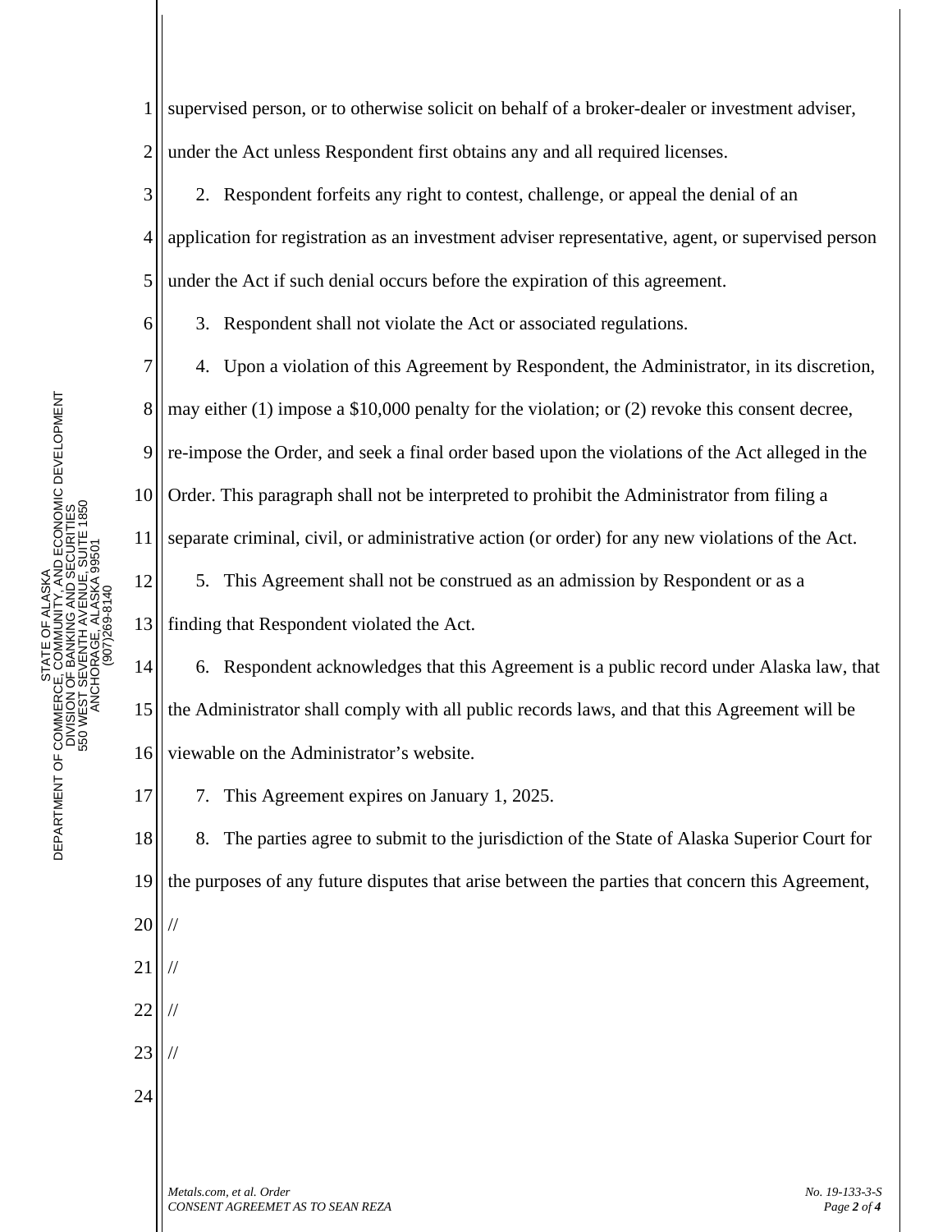supervised person, or to otherwise solicit on behalf of a broker-dealer or investment adviser, under the Act unless Respondent first obtains any and all required licenses.

2. Respondent forfeits any right to contest, challenge, or appeal the denial of an application for registration as an investment adviser representative, agent, or supervised person under the Act if such denial occurs before the expiration of this agreement.

3. Respondent shall not violate the Act or associated regulations.

4. Upon a violation of this Agreement by Respondent, the Administrator, in its discretion, may either (1) impose a $10,000 penalty for the violation; or (2) revoke this consent decree, re-impose the Order, and seek a final order based upon the violations of the Act alleged in the Order. This paragraph shall not be interpreted to prohibit the Administrator from filing a separate criminal, civil, or administrative action (or order) for any new violations of the Act.

5. This Agreement shall not be construed as an admission by Respondent or as a finding that Respondent violated the Act.

6. Respondent acknowledges that this Agreement is a public record under Alaska law, that the Administrator shall comply with all public records laws, and that this Agreement will be viewable on the Administrator's website.

7. This Agreement expires on January 1, 2025.

8. The parties agree to submit to the jurisdiction of the State of Alaska Superior Court for the purposes of any future disputes that arise between the parties that concern this Agreement,

//

//

//

//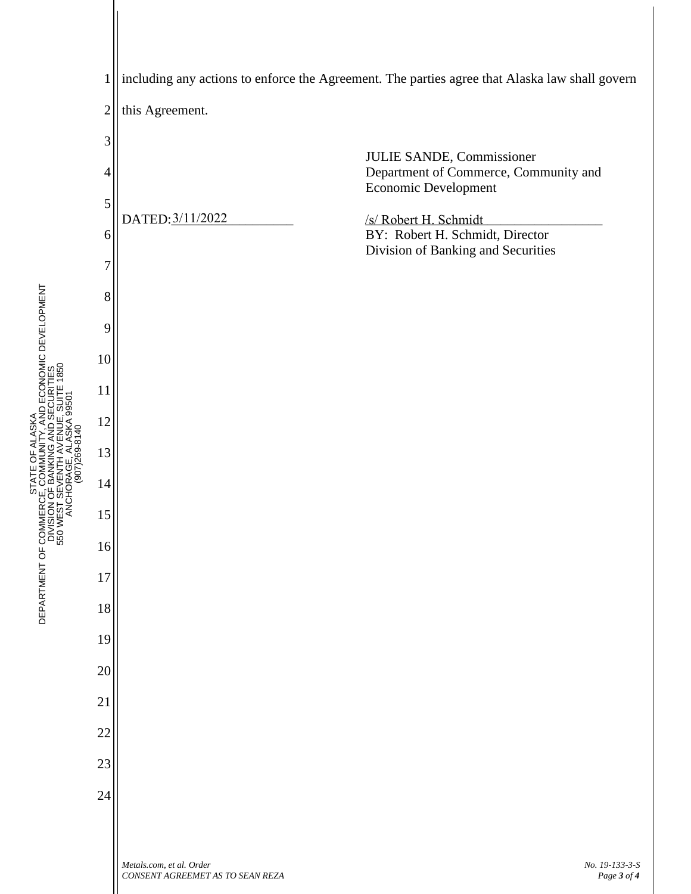including any actions to enforce the Agreement. The parties agree that Alaska law shall govern this Agreement.

JULIE SANDE, Commissioner
Department of Commerce, Community and Economic Development

DATED: 3/11/2022

/s/ Robert H. Schmidt
BY: Robert H. Schmidt, Director
Division of Banking and Securities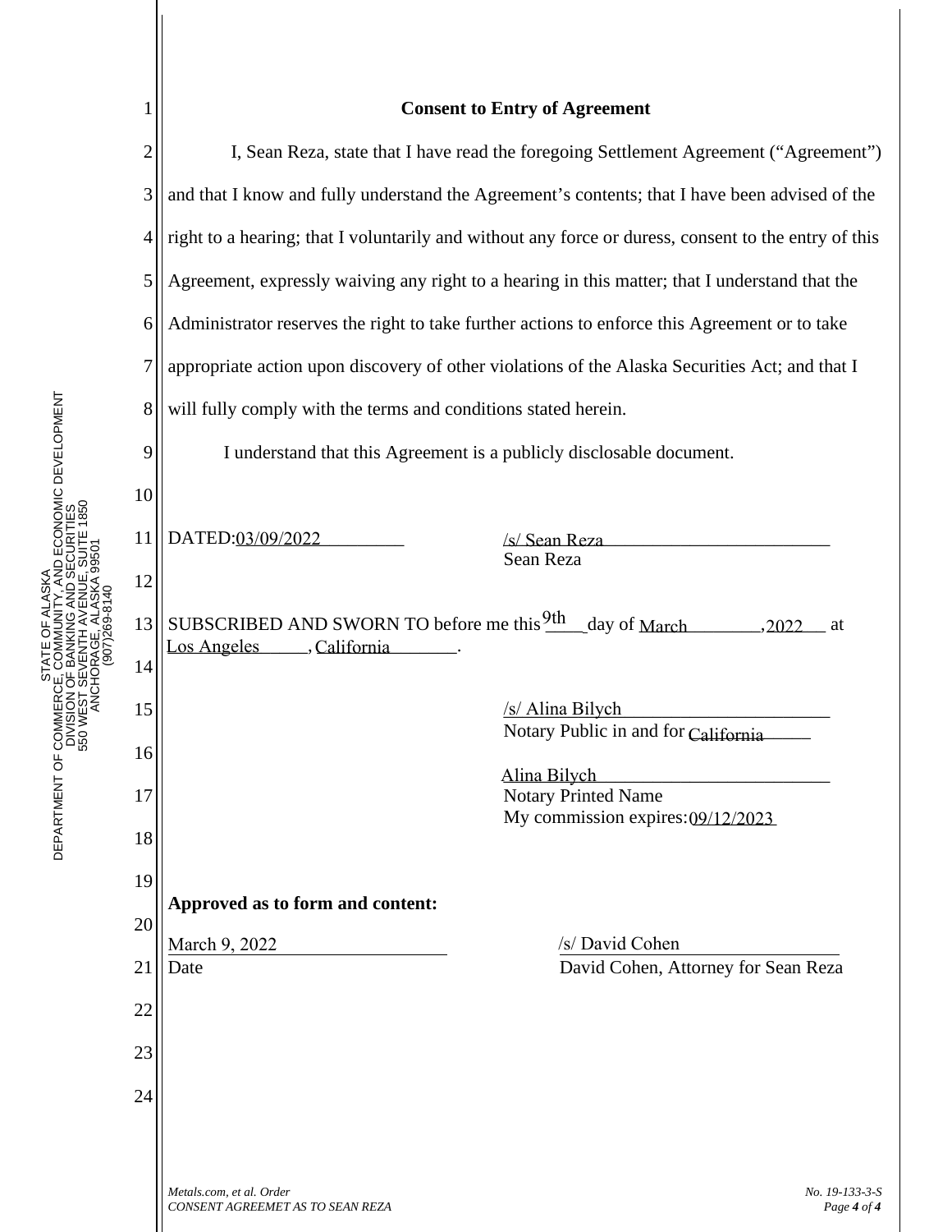**Consent to Entry of Agreement**

I, Sean Reza, state that I have read the foregoing Settlement Agreement ("Agreement") and that I know and fully understand the Agreement's contents; that I have been advised of the right to a hearing; that I voluntarily and without any force or duress, consent to the entry of this Agreement, expressly waiving any right to a hearing in this matter; that I understand that the Administrator reserves the right to take further actions to enforce this Agreement or to take appropriate action upon discovery of other violations of the Alaska Securities Act; and that I will fully comply with the terms and conditions stated herein.

I understand that this Agreement is a publicly disclosable document.

DATED: 03/09/2022

/s/ Sean Reza
Sean Reza

SUBSCRIBED AND SWORN TO before me this 9th day of March, 2022 at Los Angeles, California.

/s/ Alina Bilych
Notary Public in and for California

Alina Bilych
Notary Printed Name
My commission expires: 09/12/2023

**Approved as to form and content:**

March 9, 2022
Date

/s/ David Cohen
David Cohen, Attorney for Sean Reza